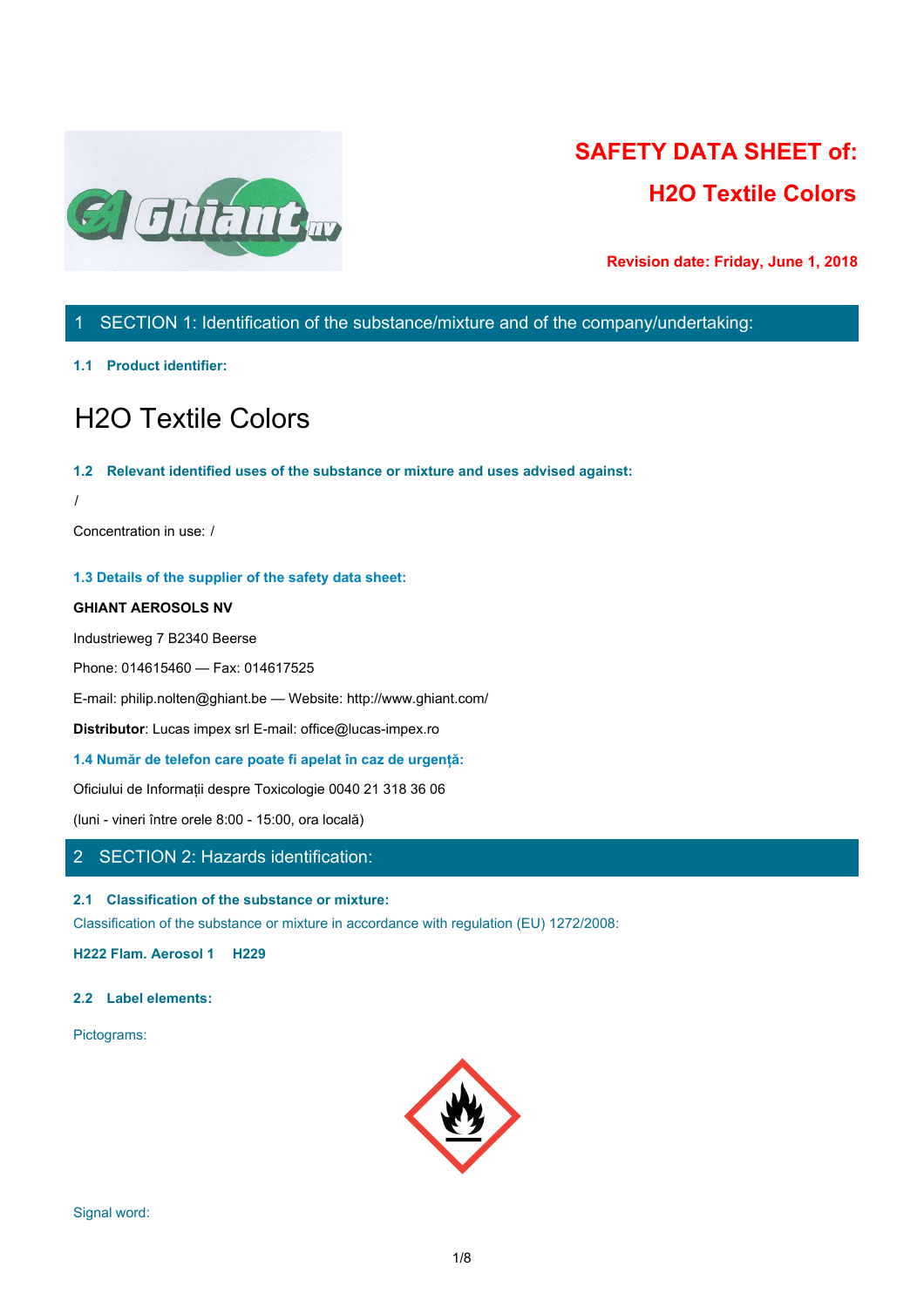# SAFETY DATA SHEET of:

# H2O Textile Colors

**Revision date: Friday, June 1, 2018**

## 1 SECTION 1: Identification of the substance/mixture and of the company/undertaking:

### 1.1 Product identifier:

# H2O Textile Colors

### 1.2 Relevant identified uses of the substance or mixture and uses advised against:

/

Concentration in use: /

### 1.3 Details of the supplier of the safety data sheet:

**GHIANT AEROSOLS NV**

Industrieweg 7 B2340 Beerse

Phone: 014615460 — Fax: 014617525

E-mail: philip.nolten@ghiant.be — Website: http://www.ghiant.com/

**Distributor**: Lucas impex srl E-mail: office@lucas-impex.ro

### 1.4 Număr de telefon care poate fi apelat în caz de urgență:

Oficiului de Informații despre Toxicologie 0040 21 318 36 06

(luni - vineri între orele 8:00 - 15:00, ora locală)

## 2 SECTION 2: Hazards identification:

### 2.1 Classification of the substance or mixture:

Classification of the substance or mixture in accordance with regulation (EU) 1272/2008:

**H222 Flam. Aerosol 1 H229**

### 2.2 Label elements:

Pictograms:

Signal word: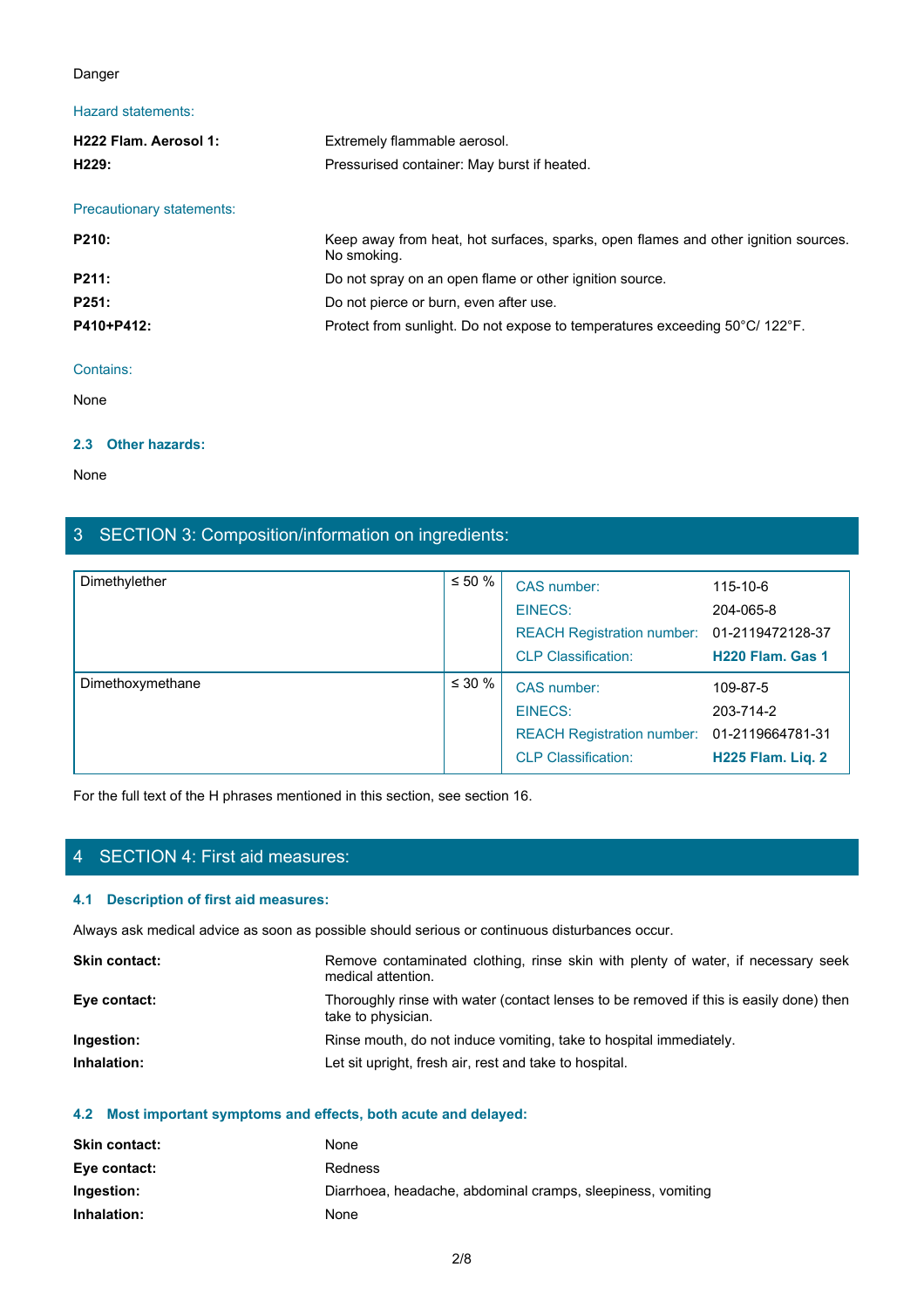Danger

Hazard statements:

| | |
|---|---|
| **H222 Flam. Aerosol 1:** | Extremely flammable aerosol. |
| **H229:** | Pressurised container: May burst if heated. |

Precautionary statements:

| | |
|---|---|
| **P210:** | Keep away from heat, hot surfaces, sparks, open flames and other ignition sources. No smoking. |
| **P211:** | Do not spray on an open flame or other ignition source. |
| **P251:** | Do not pierce or burn, even after use. |
| **P410+P412:** | Protect from sunlight. Do not expose to temperatures exceeding 50°C/ 122°F. |

Contains:

None

### 2.3 Other hazards:

None

## 3 SECTION 3: Composition/information on ingredients:

| Ingredient | Concentration | Identifier | Value |
|---|---|---|---|
| Dimethylether | ≤ 50 % | CAS number: | 115-10-6 |
| | | EINECS: | 204-065-8 |
| | | REACH Registration number: | 01-2119472128-37 |
| | | CLP Classification: | **H220 Flam. Gas 1** |
| Dimethoxymethane | ≤ 30 % | CAS number: | 109-87-5 |
| | | EINECS: | 203-714-2 |
| | | REACH Registration number: | 01-2119664781-31 |
| | | CLP Classification: | **H225 Flam. Liq. 2** |

For the full text of the H phrases mentioned in this section, see section 16.

## 4 SECTION 4: First aid measures:

### 4.1 Description of first aid measures:

Always ask medical advice as soon as possible should serious or continuous disturbances occur.

| | |
|---|---|
| **Skin contact:** | Remove contaminated clothing, rinse skin with plenty of water, if necessary seek medical attention. |
| **Eye contact:** | Thoroughly rinse with water (contact lenses to be removed if this is easily done) then take to physician. |
| **Ingestion:** | Rinse mouth, do not induce vomiting, take to hospital immediately. |
| **Inhalation:** | Let sit upright, fresh air, rest and take to hospital. |

### 4.2 Most important symptoms and effects, both acute and delayed:

| | |
|---|---|
| **Skin contact:** | None |
| **Eye contact:** | Redness |
| **Ingestion:** | Diarrhoea, headache, abdominal cramps, sleepiness, vomiting |
| **Inhalation:** | None |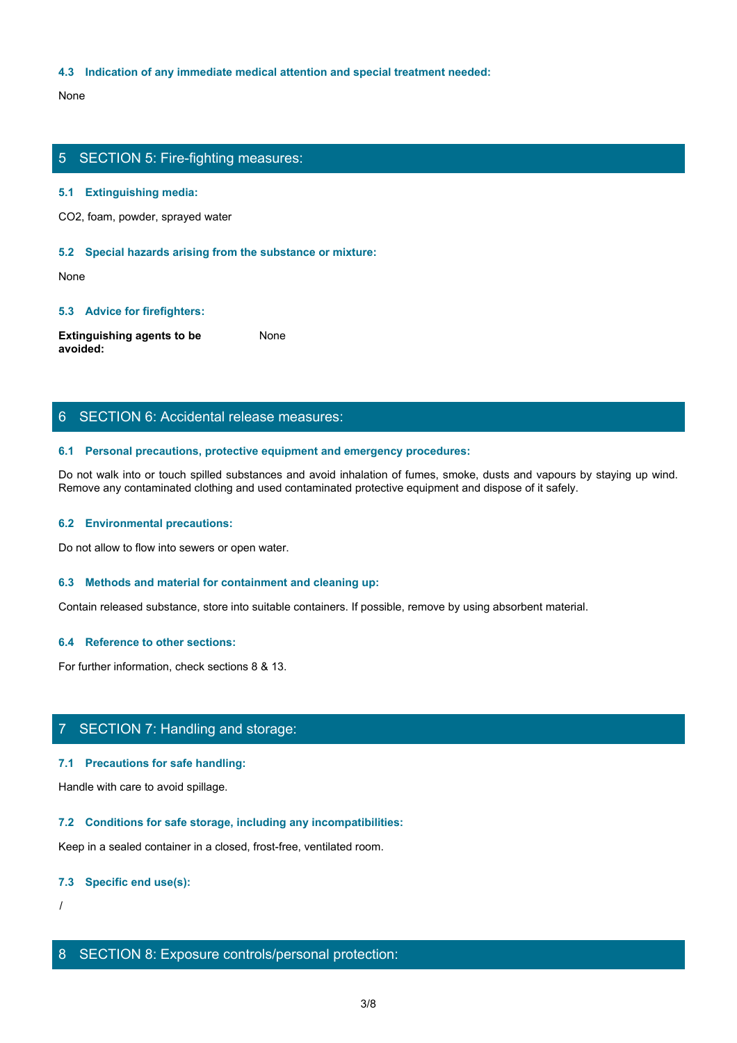### 4.3 Indication of any immediate medical attention and special treatment needed:

None

## 5 SECTION 5: Fire-fighting measures:

### 5.1 Extinguishing media:

$CO_2$, foam, powder, sprayed water

### 5.2 Special hazards arising from the substance or mixture:

None

### 5.3 Advice for firefighters:

| | |
|---|---|
| **Extinguishing agents to be avoided:** | None |

## 6 SECTION 6: Accidental release measures:

### 6.1 Personal precautions, protective equipment and emergency procedures:

Do not walk into or touch spilled substances and avoid inhalation of fumes, smoke, dusts and vapours by staying up wind. Remove any contaminated clothing and used contaminated protective equipment and dispose of it safely.

### 6.2 Environmental precautions:

Do not allow to flow into sewers or open water.

### 6.3 Methods and material for containment and cleaning up:

Contain released substance, store into suitable containers. If possible, remove by using absorbent material.

### 6.4 Reference to other sections:

For further information, check sections 8 & 13.

## 7 SECTION 7: Handling and storage:

### 7.1 Precautions for safe handling:

Handle with care to avoid spillage.

### 7.2 Conditions for safe storage, including any incompatibilities:

Keep in a sealed container in a closed, frost-free, ventilated room.

### 7.3 Specific end use(s):

/

## 8 SECTION 8: Exposure controls/personal protection: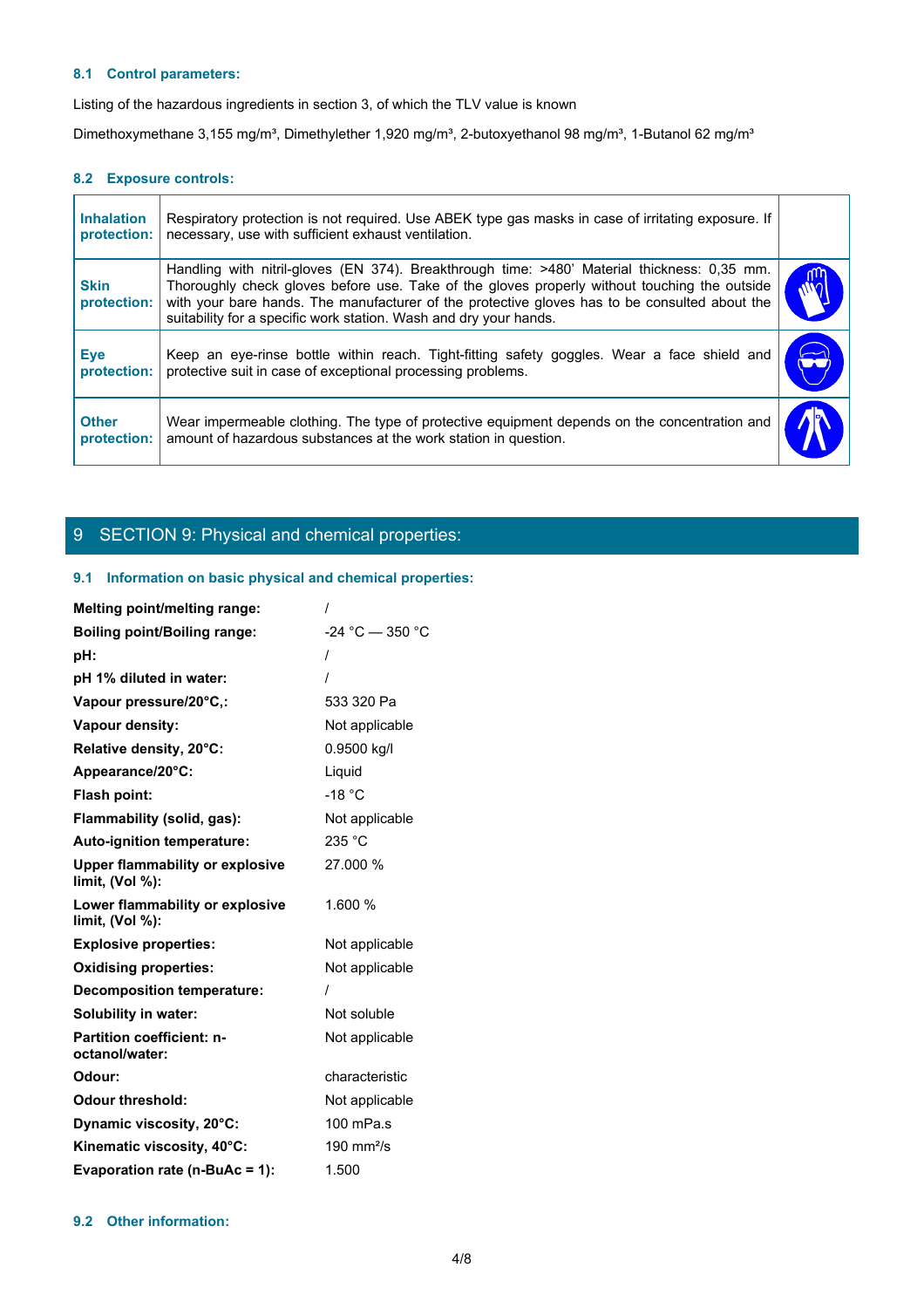### 8.1 Control parameters:

Listing of the hazardous ingredients in section 3, of which the TLV value is known

Dimethoxymethane 3,155 mg/m³, Dimethylether 1,920 mg/m³, 2-butoxyethanol 98 mg/m³, 1-Butanol 62 mg/m³

### 8.2 Exposure controls:

| | | |
|---|---|---|
| **Inhalation protection:** | Respiratory protection is not required. Use ABEK type gas masks in case of irritating exposure. If necessary, use with sufficient exhaust ventilation. | |
| **Skin protection:** | Handling with nitril-gloves (EN 374). Breakthrough time: >480' Material thickness: 0,35 mm. Thoroughly check gloves before use. Take of the gloves properly without touching the outside with your bare hands. The manufacturer of the protective gloves has to be consulted about the suitability for a specific work station. Wash and dry your hands. | |
| **Eye protection:** | Keep an eye-rinse bottle within reach. Tight-fitting safety goggles. Wear a face shield and protective suit in case of exceptional processing problems. | |
| **Other protection:** | Wear impermeable clothing. The type of protective equipment depends on the concentration and amount of hazardous substances at the work station in question. | |

## 9 SECTION 9: Physical and chemical properties:

### 9.1 Information on basic physical and chemical properties:

| | |
|---|---|
| **Melting point/melting range:** | / |
| **Boiling point/Boiling range:** | -24 °C — 350 °C |
| **pH:** | / |
| **pH 1% diluted in water:** | / |
| **Vapour pressure/20°C,:** | 533 320 Pa |
| **Vapour density:** | Not applicable |
| **Relative density, 20°C:** | 0.9500 kg/l |
| **Appearance/20°C:** | Liquid |
| **Flash point:** | -18 °C |
| **Flammability (solid, gas):** | Not applicable |
| **Auto-ignition temperature:** | 235 °C |
| **Upper flammability or explosive limit, (Vol %):** | 27.000 % |
| **Lower flammability or explosive limit, (Vol %):** | 1.600 % |
| **Explosive properties:** | Not applicable |
| **Oxidising properties:** | Not applicable |
| **Decomposition temperature:** | / |
| **Solubility in water:** | Not soluble |
| **Partition coefficient: n-octanol/water:** | Not applicable |
| **Odour:** | characteristic |
| **Odour threshold:** | Not applicable |
| **Dynamic viscosity, 20°C:** | 100 mPa.s |
| **Kinematic viscosity, 40°C:** | 190 mm²/s |
| **Evaporation rate (n-BuAc = 1):** | 1.500 |

### 9.2 Other information: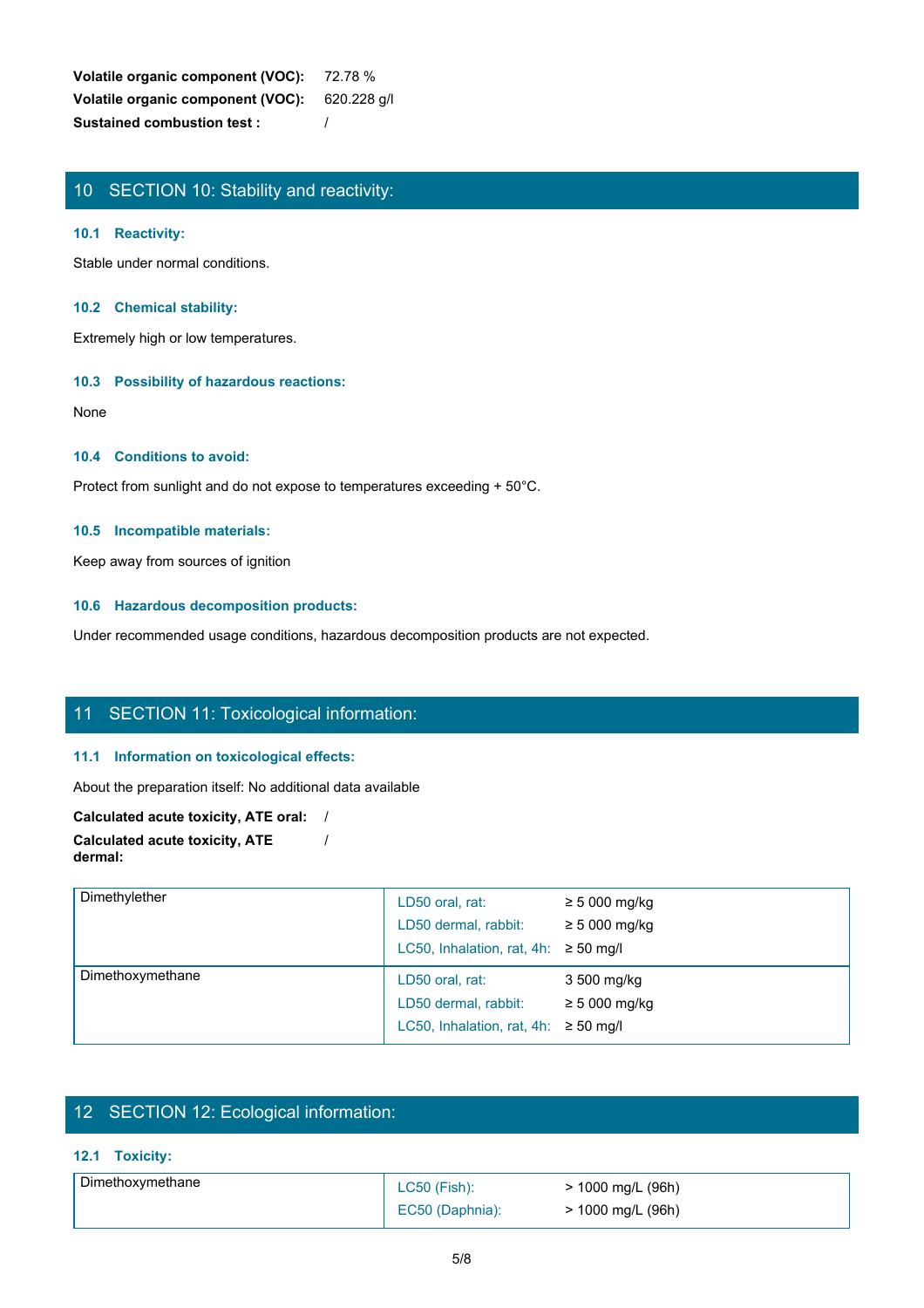**Volatile organic component (VOC):** 72.78 %

**Volatile organic component (VOC):** 620.228 g/l

**Sustained combustion test :** /

## 10 SECTION 10: Stability and reactivity:

### 10.1 Reactivity:

Stable under normal conditions.

### 10.2 Chemical stability:

Extremely high or low temperatures.

### 10.3 Possibility of hazardous reactions:

None

### 10.4 Conditions to avoid:

Protect from sunlight and do not expose to temperatures exceeding + 50°C.

### 10.5 Incompatible materials:

Keep away from sources of ignition

### 10.6 Hazardous decomposition products:

Under recommended usage conditions, hazardous decomposition products are not expected.

## 11 SECTION 11: Toxicological information:

### 11.1 Information on toxicological effects:

About the preparation itself: No additional data available

**Calculated acute toxicity, ATE oral:** /

**Calculated acute toxicity, ATE dermal:** /

| Substance | Test | Value |
|---|---|---|
| Dimethylether | LD50 oral, rat: | ≥ 5 000 mg/kg |
| | LD50 dermal, rabbit: | ≥ 5 000 mg/kg |
| | LC50, Inhalation, rat, 4h: | ≥ 50 mg/l |
| Dimethoxymethane | LD50 oral, rat: | 3 500 mg/kg |
| | LD50 dermal, rabbit: | ≥ 5 000 mg/kg |
| | LC50, Inhalation, rat, 4h: | ≥ 50 mg/l |

## 12 SECTION 12: Ecological information:

### 12.1 Toxicity:

| Substance | Test | Value |
|---|---|---|
| Dimethoxymethane | LC50 (Fish): | > 1000 mg/L (96h) |
| | EC50 (Daphnia): | > 1000 mg/L (96h) |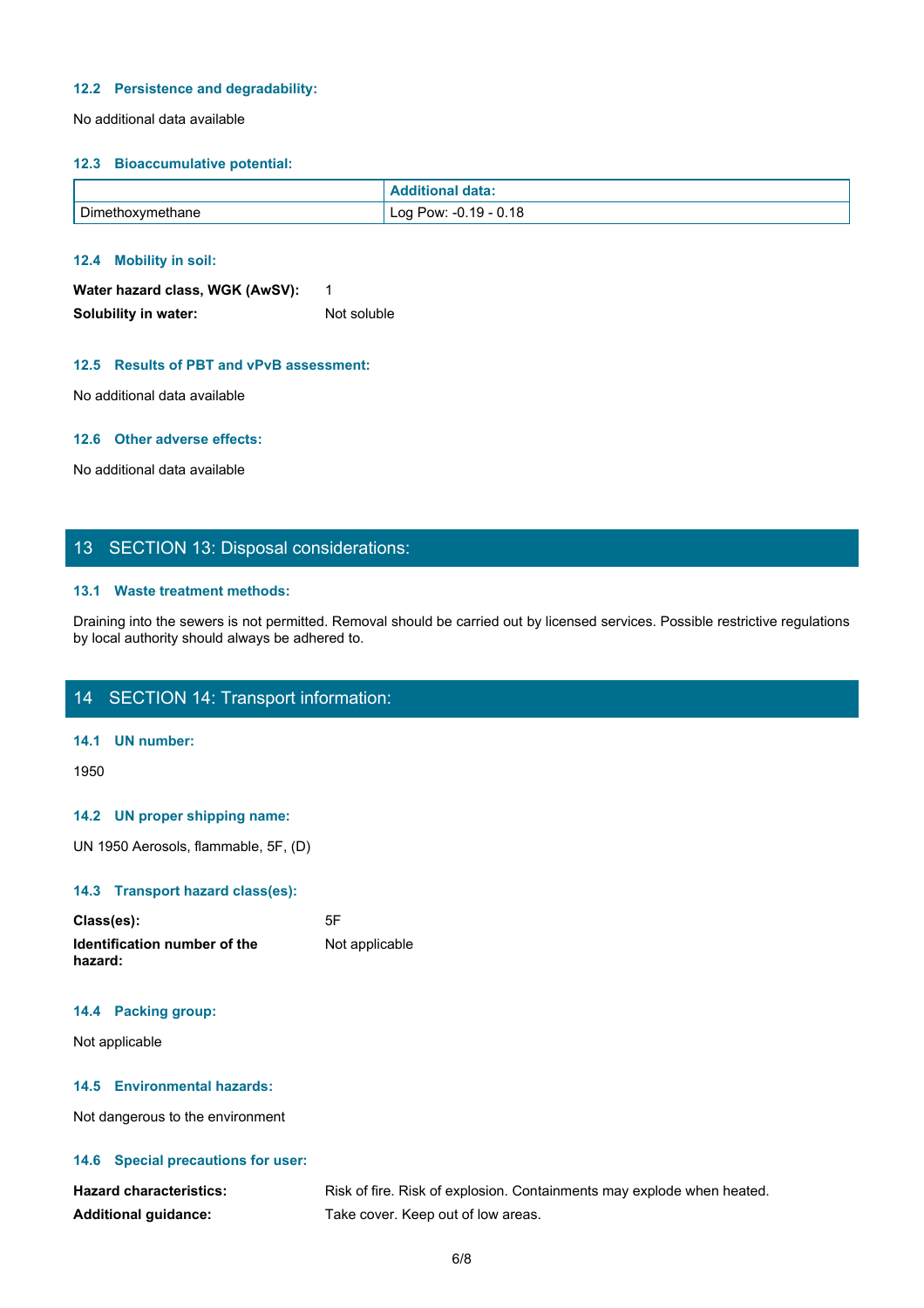### 12.2 Persistence and degradability:

No additional data available

### 12.3 Bioaccumulative potential:

| | Additional data: |
|---|---|
| Dimethoxymethane | Log Pow: -0.19 - 0.18 |

### 12.4 Mobility in soil:

**Water hazard class, WGK (AwSV):** 1

**Solubility in water:** Not soluble

### 12.5 Results of PBT and vPvB assessment:

No additional data available

### 12.6 Other adverse effects:

No additional data available

## 13 SECTION 13: Disposal considerations:

### 13.1 Waste treatment methods:

Draining into the sewers is not permitted. Removal should be carried out by licensed services. Possible restrictive regulations by local authority should always be adhered to.

## 14 SECTION 14: Transport information:

### 14.1 UN number:

1950

### 14.2 UN proper shipping name:

UN 1950 Aerosols, flammable, 5F, (D)

### 14.3 Transport hazard class(es):

**Class(es):** 5F

**Identification number of the hazard:** Not applicable

### 14.4 Packing group:

Not applicable

### 14.5 Environmental hazards:

Not dangerous to the environment

### 14.6 Special precautions for user:

**Hazard characteristics:** Risk of fire. Risk of explosion. Containments may explode when heated.

**Additional guidance:** Take cover. Keep out of low areas.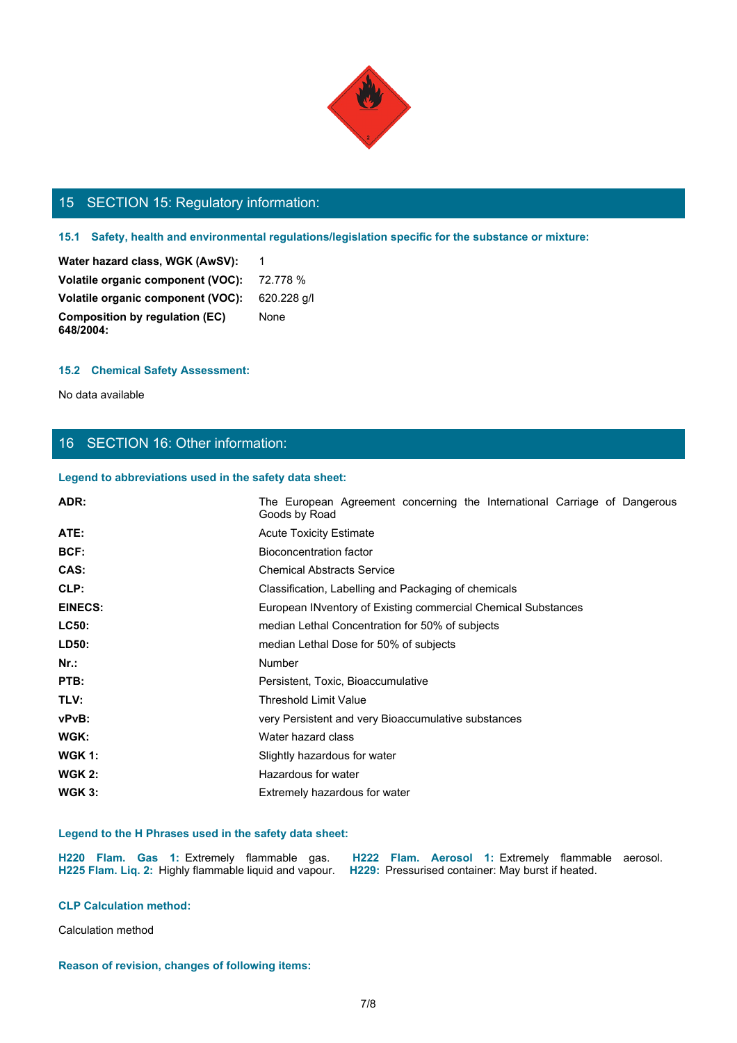## 15 SECTION 15: Regulatory information:

### 15.1 Safety, health and environmental regulations/legislation specific for the substance or mixture:

**Water hazard class, WGK (AwSV):** 1

**Volatile organic component (VOC):** 72.778 %

**Volatile organic component (VOC):** 620.228 g/l

**Composition by regulation (EC) 648/2004:** None

### 15.2 Chemical Safety Assessment:

No data available

## 16 SECTION 16: Other information:

### Legend to abbreviations used in the safety data sheet:

| | |
|---|---|
| **ADR:** | The European Agreement concerning the International Carriage of Dangerous Goods by Road |
| **ATE:** | Acute Toxicity Estimate |
| **BCF:** | Bioconcentration factor |
| **CAS:** | Chemical Abstracts Service |
| **CLP:** | Classification, Labelling and Packaging of chemicals |
| **EINECS:** | European INventory of Existing commercial Chemical Substances |
| **LC50:** | median Lethal Concentration for 50% of subjects |
| **LD50:** | median Lethal Dose for 50% of subjects |
| **Nr.:** | Number |
| **PTB:** | Persistent, Toxic, Bioaccumulative |
| **TLV:** | Threshold Limit Value |
| **vPvB:** | very Persistent and very Bioaccumulative substances |
| **WGK:** | Water hazard class |
| **WGK 1:** | Slightly hazardous for water |
| **WGK 2:** | Hazardous for water |
| **WGK 3:** | Extremely hazardous for water |

### Legend to the H Phrases used in the safety data sheet:

**H220 Flam. Gas 1:** Extremely flammable gas. **H222 Flam. Aerosol 1:** Extremely flammable aerosol. **H225 Flam. Liq. 2:** Highly flammable liquid and vapour. **H229:** Pressurised container: May burst if heated.

### CLP Calculation method:

Calculation method

### Reason of revision, changes of following items: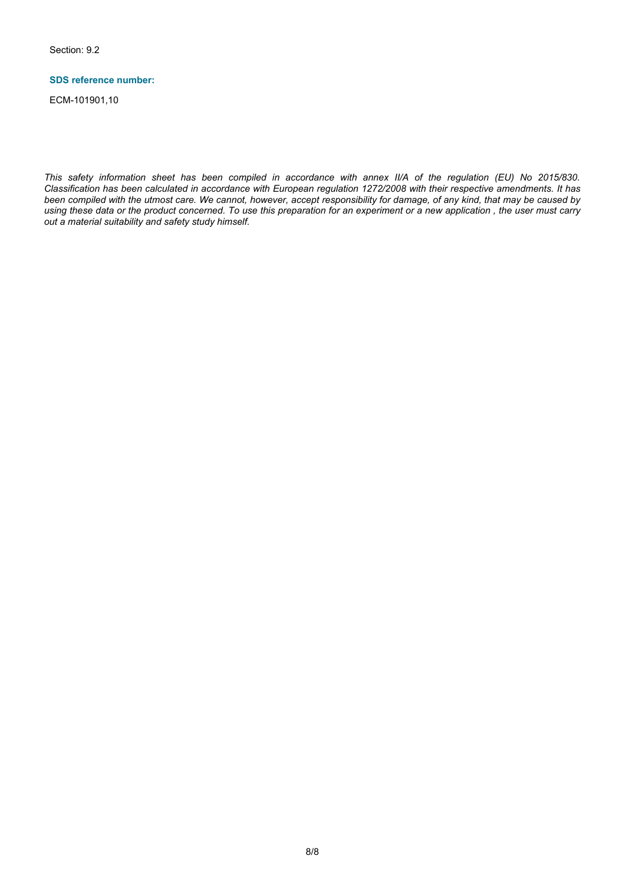Section: 9.2

**SDS reference number:**

ECM-101901,10

*This safety information sheet has been compiled in accordance with annex II/A of the regulation (EU) No 2015/830. Classification has been calculated in accordance with European regulation 1272/2008 with their respective amendments. It has been compiled with the utmost care. We cannot, however, accept responsibility for damage, of any kind, that may be caused by using these data or the product concerned. To use this preparation for an experiment or a new application , the user must carry out a material suitability and safety study himself.*